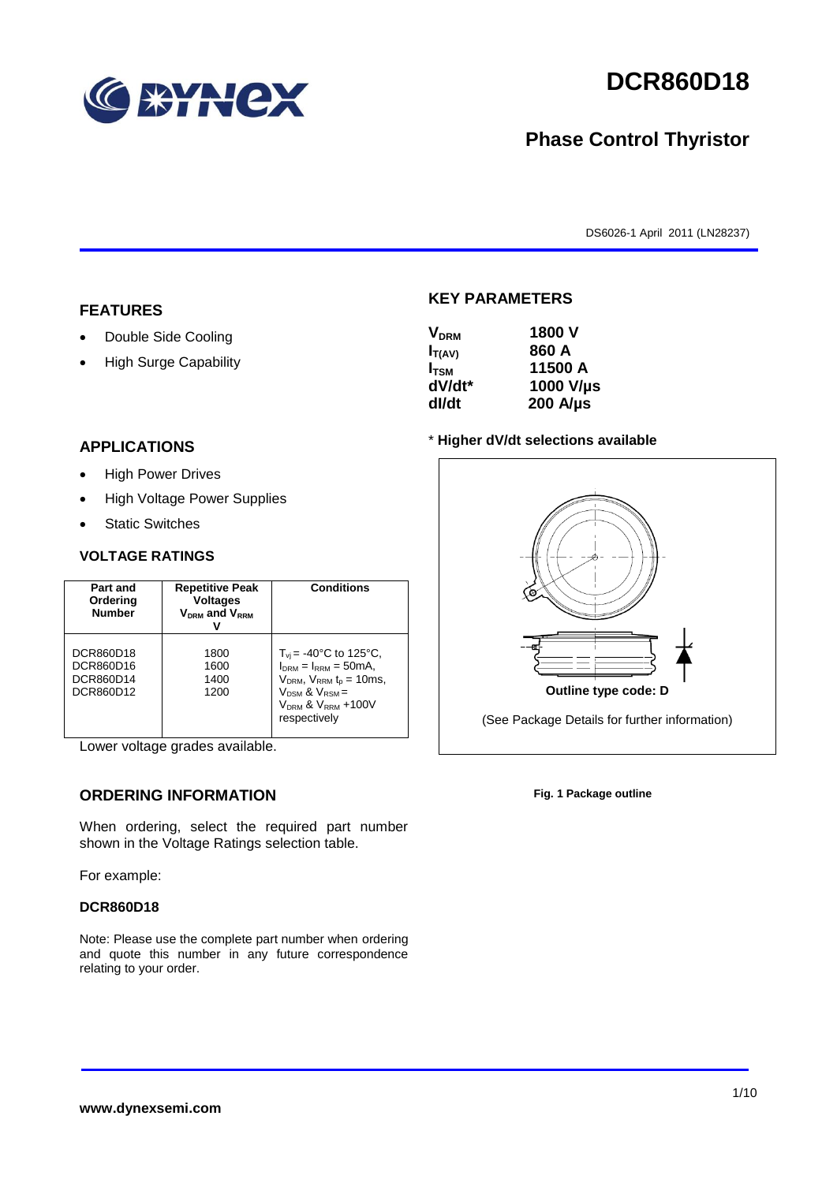# DCR860D18

## Phase Control Thyristor

DS6026-1 April 2011 (LN28237)

## FEATURES

- Double Side Cooling
- High Surge Capability

## APPLICATIONS

- High Power Drives
- High Voltage Power Supplies
- Static Switches

## VOLTAGE RATINGS

| Part and Ordering Number | Repetitive Peak Voltages $V_{DRM}$ and $V_{RRM}$ V | Conditions |
|---|---|---|
| DCR860D18<br>DCR860D16<br>DCR860D14<br>DCR860D12 | 1800<br>1600<br>1400<br>1200 | $T_{vj}$ = -40°C to 125°C, $I_{DRM}$ = $I_{RRM}$ = 50mA, $V_{DRM}$, $V_{RRM}$ $t_p$ = 10ms, $V_{DSM}$ & $V_{RSM}$ = $V_{DRM}$ & $V_{RRM}$ +100V respectively |

Lower voltage grades available.

## ORDERING INFORMATION

When ordering, select the required part number shown in the Voltage Ratings selection table.

For example:

**DCR860D18**

Note: Please use the complete part number when ordering and quote this number in any future correspondence relating to your order.

## KEY PARAMETERS

| | |
|---|---|
| $V_{DRM}$ | 1800 V |
| $I_{T(AV)}$ | 860 A |
| $I_{TSM}$ | 11500 A |
| dV/dt* | 1000 V/µs |
| dI/dt | 200 A/µs |

\* **Higher dV/dt selections available**

**Outline type code: D**

(See Package Details for further information)

**Fig. 1 Package outline**

**www.dynexsemi.com**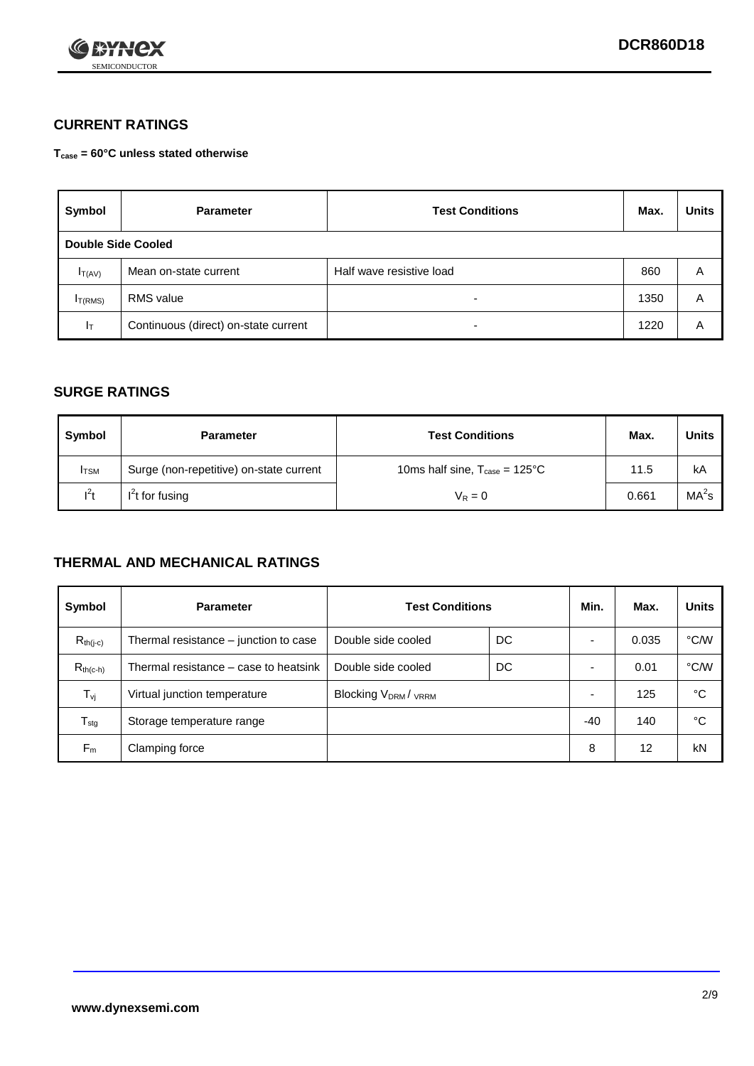## CURRENT RATINGS

**$T_{case}$ = 60°C unless stated otherwise**

| Symbol | Parameter | Test Conditions | Max. | Units |
|---|---|---|---|---|
| **Double Side Cooled** | | | | |
| $I_{T(AV)}$ | Mean on-state current | Half wave resistive load | 860 | A |
| $I_{T(RMS)}$ | RMS value | - | 1350 | A |
| $I_T$ | Continuous (direct) on-state current | - | 1220 | A |

## SURGE RATINGS

| Symbol | Parameter | Test Conditions | Max. | Units |
|---|---|---|---|---|
| $I_{TSM}$ | Surge (non-repetitive) on-state current | 10ms half sine, $T_{case}$ = 125°C | 11.5 | kA |
| $I^2t$ | $I^2t$ for fusing | $V_R = 0$ | 0.661 | $MA^2s$ |

## THERMAL AND MECHANICAL RATINGS

| Symbol | Parameter | Test Conditions | | Min. | Max. | Units |
|---|---|---|---|---|---|---|
| $R_{th(j-c)}$ | Thermal resistance – junction to case | Double side cooled | DC | - | 0.035 | °C/W |
| $R_{th(c-h)}$ | Thermal resistance – case to heatsink | Double side cooled | DC | - | 0.01 | °C/W |
| $T_{vj}$ | Virtual junction temperature | Blocking $V_{DRM}$ / $V_{RRM}$ | | - | 125 | °C |
| $T_{stg}$ | Storage temperature range | | | -40 | 140 | °C |
| $F_m$ | Clamping force | | | 8 | 12 | kN |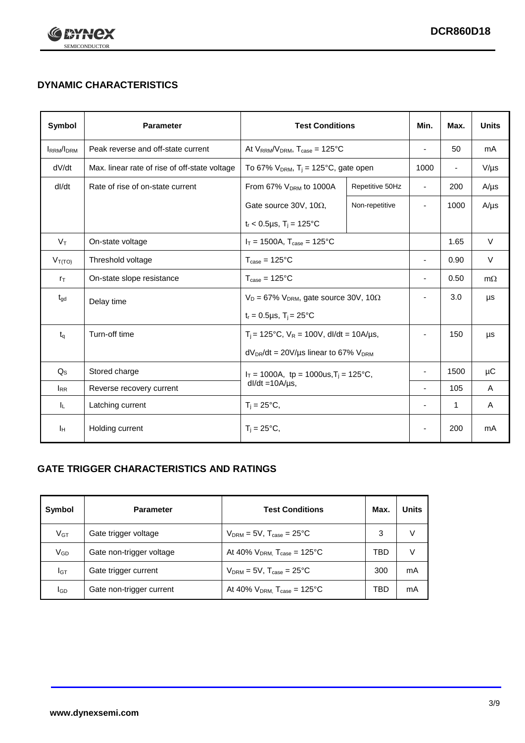## DYNAMIC CHARACTERISTICS

| Symbol | Parameter | Test Conditions | | Min. | Max. | Units |
|---|---|---|---|---|---|---|
| $I_{RRM}/I_{DRM}$ | Peak reverse and off-state current | At $V_{RRM}/V_{DRM}$, $T_{case}$ = 125°C | | - | 50 | mA |
| dV/dt | Max. linear rate of rise of off-state voltage | To 67% $V_{DRM}$, $T_j$ = 125°C, gate open | | 1000 | - | V/µs |
| dI/dt | Rate of rise of on-state current | From 67% $V_{DRM}$ to 1000A | Repetitive 50Hz | - | 200 | A/µs |
| | | Gate source 30V, 10Ω, $t_r$ < 0.5µs, $T_j$ = 125°C | Non-repetitive | - | 1000 | A/µs |
| $V_T$ | On-state voltage | $I_T$ = 1500A, $T_{case}$ = 125°C | | | 1.65 | V |
| $V_{T(TO)}$ | Threshold voltage | $T_{case}$ = 125°C | | - | 0.90 | V |
| $r_T$ | On-state slope resistance | $T_{case}$ = 125°C | | - | 0.50 | mΩ |
| $t_{gd}$ | Delay time | $V_D$ = 67% $V_{DRM}$, gate source 30V, 10Ω, $t_r$ = 0.5µs, $T_j$ = 25°C | | - | 3.0 | µs |
| $t_q$ | Turn-off time | $T_j$ = 125°C, $V_R$ = 100V, dI/dt = 10A/µs, $dV_{DR}/dt$ = 20V/µs linear to 67% $V_{DRM}$ | | - | 150 | µs |
| $Q_S$ | Stored charge | $I_T$ = 1000A, tp = 1000us, $T_j$ = 125°C, dI/dt =10A/µs, | | - | 1500 | µC |
| $I_{RR}$ | Reverse recovery current | | | - | 105 | A |
| $I_L$ | Latching current | $T_j$ = 25°C, | | - | 1 | A |
| $I_H$ | Holding current | $T_j$ = 25°C, | | - | 200 | mA |

## GATE TRIGGER CHARACTERISTICS AND RATINGS

| Symbol | Parameter | Test Conditions | Max. | Units |
|---|---|---|---|---|
| $V_{GT}$ | Gate trigger voltage | $V_{DRM}$ = 5V, $T_{case}$ = 25°C | 3 | V |
| $V_{GD}$ | Gate non-trigger voltage | At 40% $V_{DRM}$, $T_{case}$ = 125°C | TBD | V |
| $I_{GT}$ | Gate trigger current | $V_{DRM}$ = 5V, $T_{case}$ = 25°C | 300 | mA |
| $I_{GD}$ | Gate non-trigger current | At 40% $V_{DRM}$, $T_{case}$ = 125°C | TBD | mA |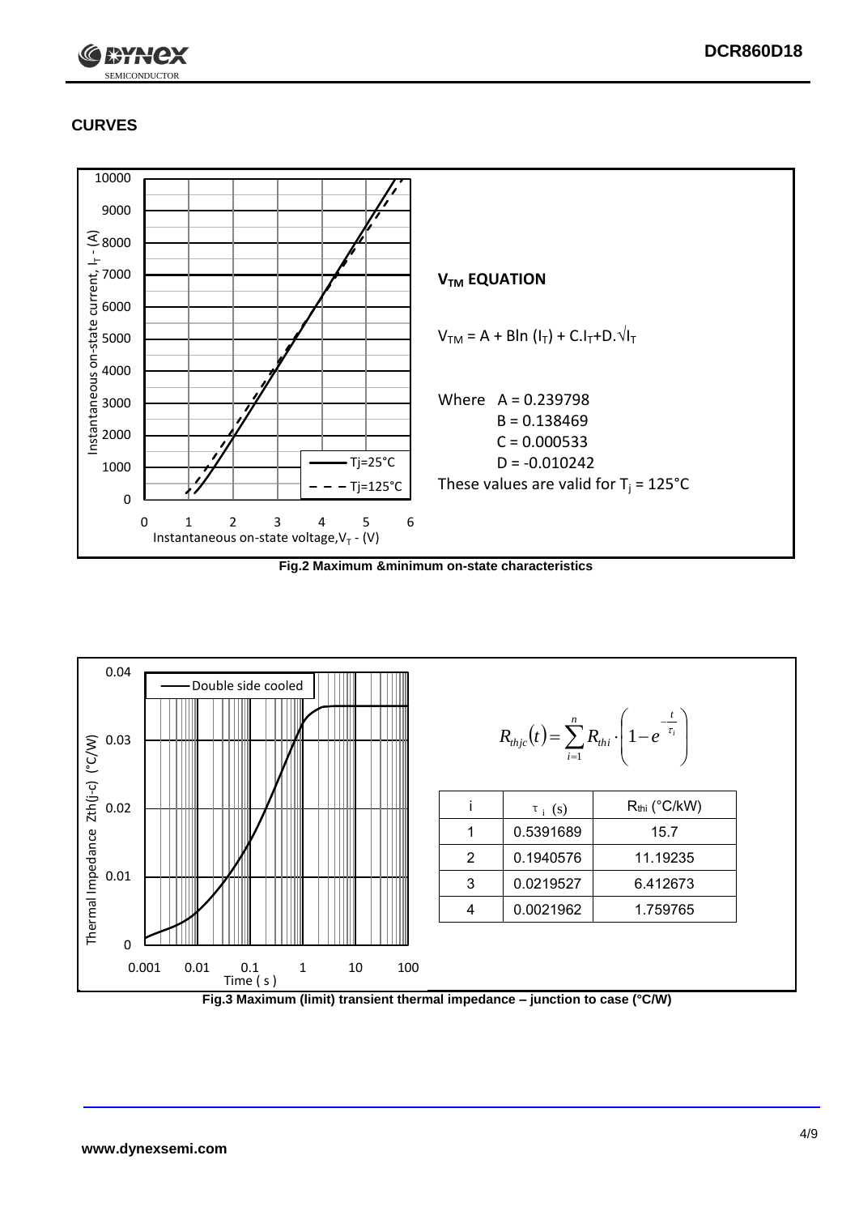## CURVES

**$V_{TM}$ EQUATION**

$$V_{TM} = A + B\ln(I_T) + C.I_T + D.\sqrt{I_T}$$

Where A = 0.239798
B = 0.138469
C = 0.000533
D = -0.010242

These values are valid for $T_j$ = 125°C

**Fig.2 Maximum &minimum on-state characteristics**

$$R_{thjc}(t) = \sum_{i=1}^{n} R_{thi} \cdot \left(1 - e^{-\frac{t}{\tau_i}}\right)$$

| i | $\tau_i$ (s) | $R_{thi}$ (°C/kW) |
|---|---|---|
| 1 | 0.5391689 | 15.7 |
| 2 | 0.1940576 | 11.19235 |
| 3 | 0.0219527 | 6.412673 |
| 4 | 0.0021962 | 1.759765 |

**Fig.3 Maximum (limit) transient thermal impedance – junction to case (°C/W)**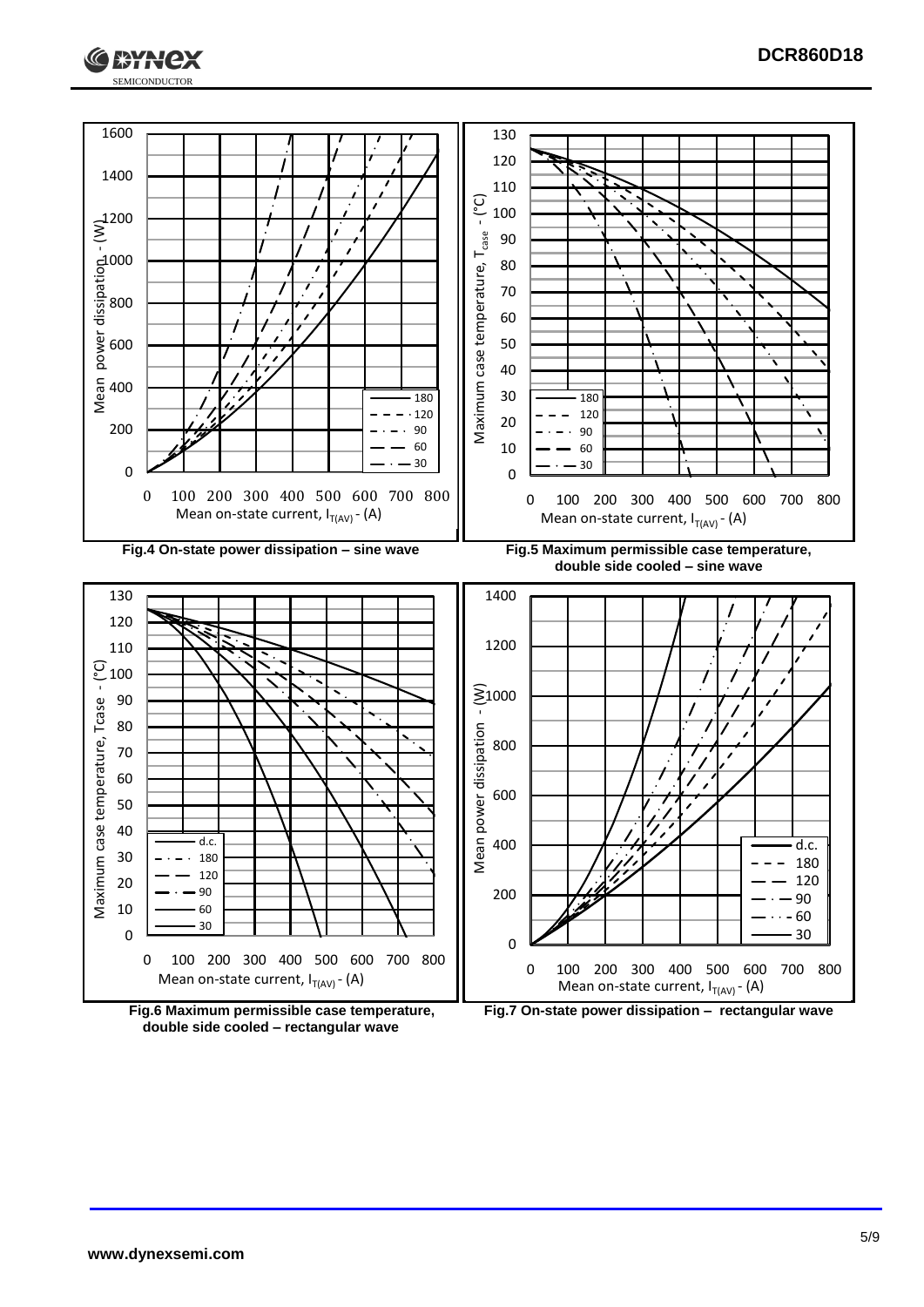Fig.4 On-state power dissipation – sine wave

Fig.5 Maximum permissible case temperature, double side cooled – sine wave

Fig.6 Maximum permissible case temperature, double side cooled – rectangular wave

Fig.7 On-state power dissipation – rectangular wave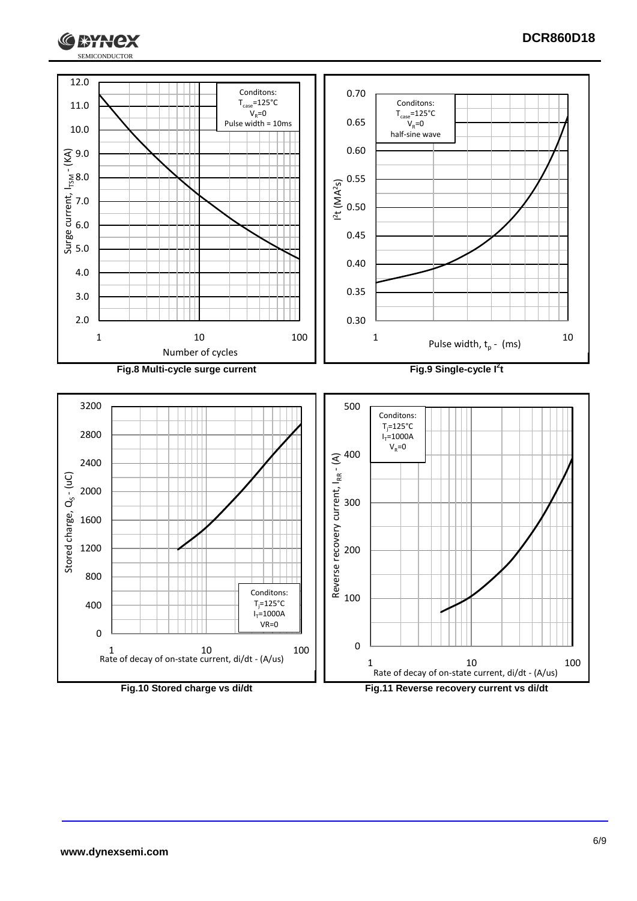Fig.8 Multi-cycle surge current

Fig.9 Single-cycle $I^2t$

Fig.10 Stored charge vs di/dt

Fig.11 Reverse recovery current vs di/dt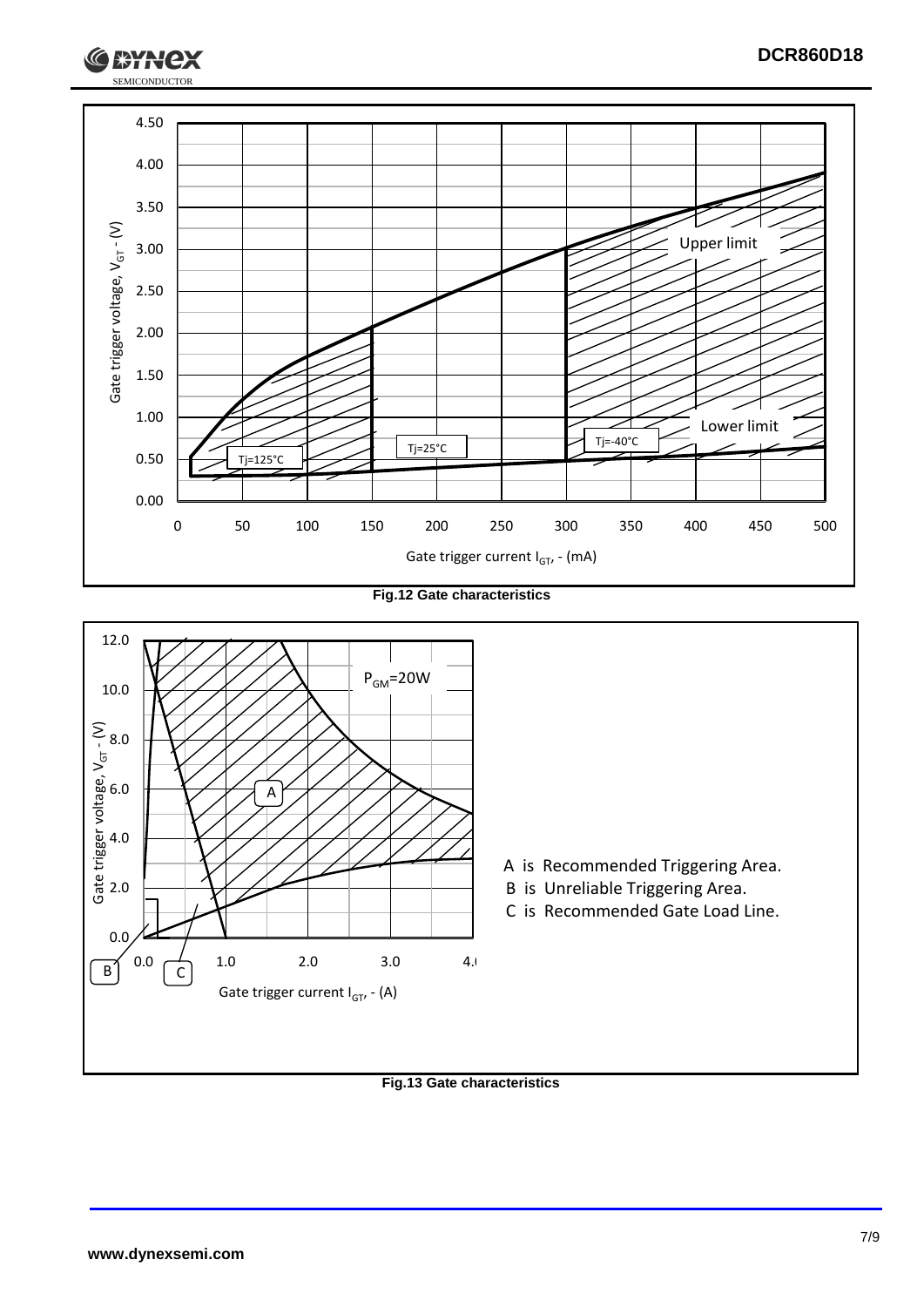Fig.12 Gate characteristics

A is Recommended Triggering Area.
B is Unreliable Triggering Area.
C is Recommended Gate Load Line.

Fig.13 Gate characteristics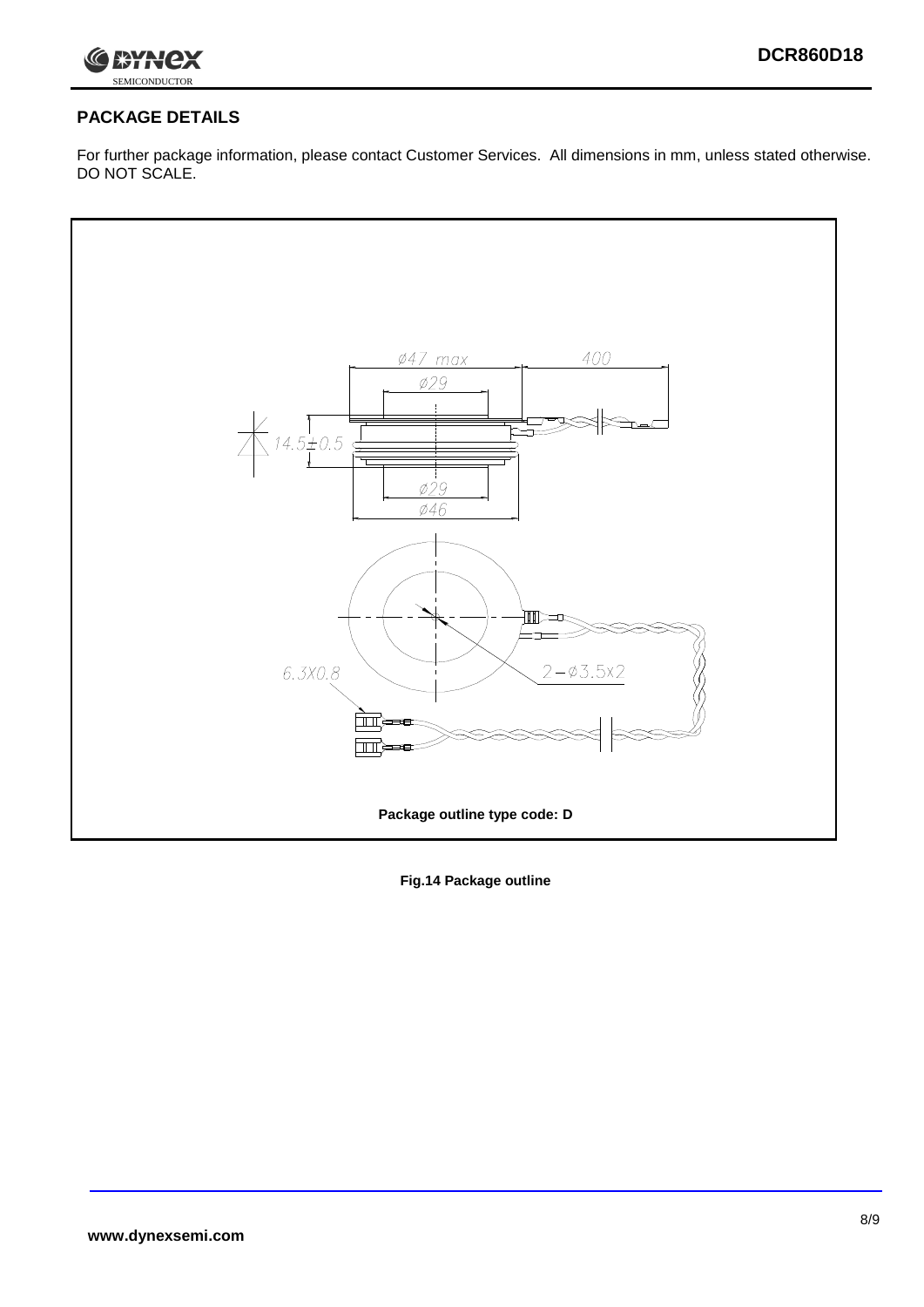## PACKAGE DETAILS

For further package information, please contact Customer Services. All dimensions in mm, unless stated otherwise. DO NOT SCALE.

Ø47 max

400

Ø29

14.5±0.5

Ø29

Ø46

6.3X0.8

2−Ø3.5X2

Package outline type code: D

**Fig.14 Package outline**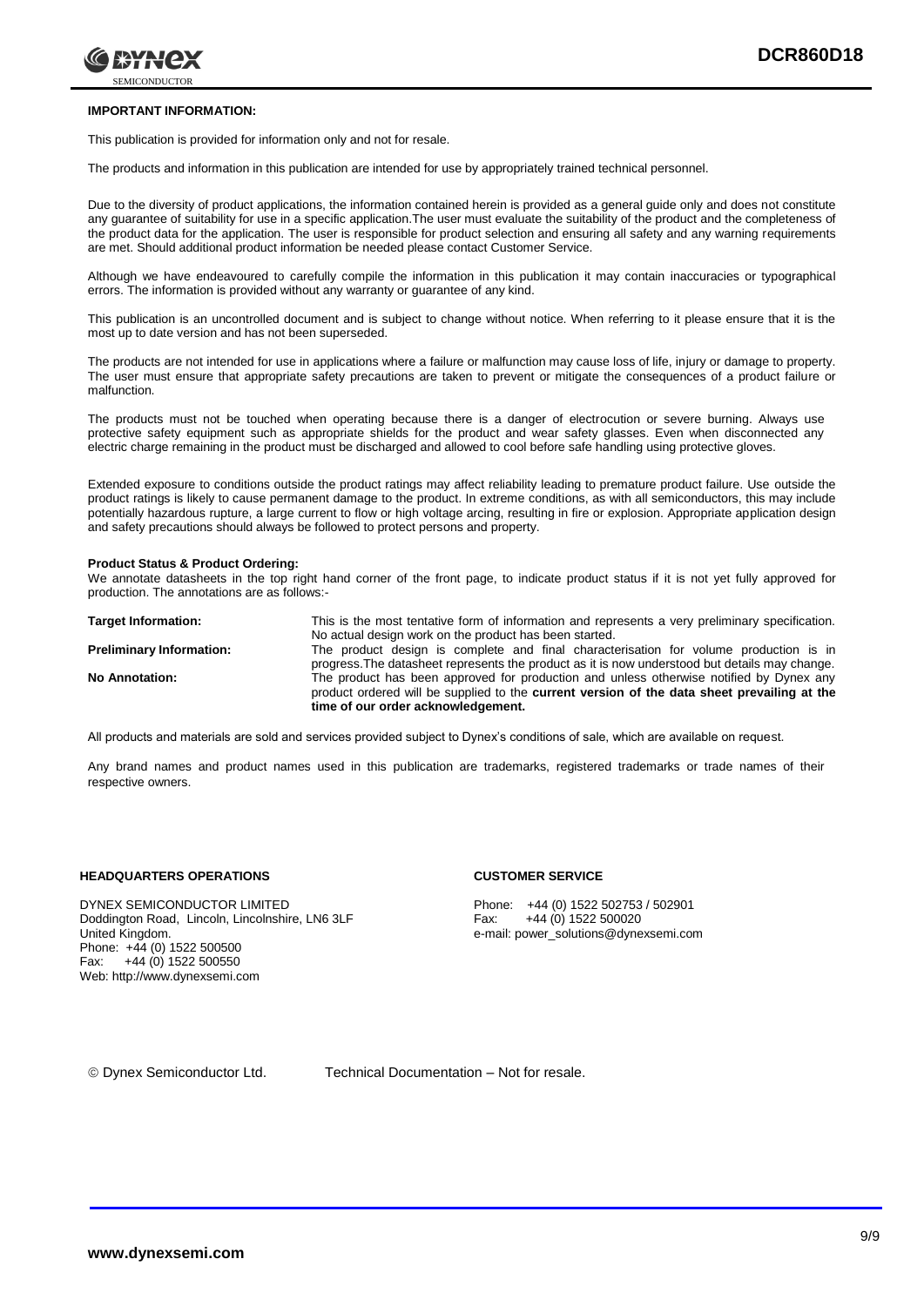**IMPORTANT INFORMATION:**

This publication is provided for information only and not for resale.

The products and information in this publication are intended for use by appropriately trained technical personnel.

Due to the diversity of product applications, the information contained herein is provided as a general guide only and does not constitute any guarantee of suitability for use in a specific application.The user must evaluate the suitability of the product and the completeness of the product data for the application. The user is responsible for product selection and ensuring all safety and any warning requirements are met. Should additional product information be needed please contact Customer Service.

Although we have endeavoured to carefully compile the information in this publication it may contain inaccuracies or typographical errors. The information is provided without any warranty or guarantee of any kind.

This publication is an uncontrolled document and is subject to change without notice. When referring to it please ensure that it is the most up to date version and has not been superseded.

The products are not intended for use in applications where a failure or malfunction may cause loss of life, injury or damage to property. The user must ensure that appropriate safety precautions are taken to prevent or mitigate the consequences of a product failure or malfunction.

The products must not be touched when operating because there is a danger of electrocution or severe burning. Always use protective safety equipment such as appropriate shields for the product and wear safety glasses. Even when disconnected any electric charge remaining in the product must be discharged and allowed to cool before safe handling using protective gloves.

Extended exposure to conditions outside the product ratings may affect reliability leading to premature product failure. Use outside the product ratings is likely to cause permanent damage to the product. In extreme conditions, as with all semiconductors, this may include potentially hazardous rupture, a large current to flow or high voltage arcing, resulting in fire or explosion. Appropriate application design and safety precautions should always be followed to protect persons and property.

**Product Status & Product Ordering:**

We annotate datasheets in the top right hand corner of the front page, to indicate product status if it is not yet fully approved for production. The annotations are as follows:-

| | |
|---|---|
| **Target Information:** | This is the most tentative form of information and represents a very preliminary specification. No actual design work on the product has been started. |
| **Preliminary Information:** | The product design is complete and final characterisation for volume production is in progress.The datasheet represents the product as it is now understood but details may change. |
| **No Annotation:** | The product has been approved for production and unless otherwise notified by Dynex any product ordered will be supplied to the **current version of the data sheet prevailing at the time of our order acknowledgement.** |

All products and materials are sold and services provided subject to Dynex's conditions of sale, which are available on request.

Any brand names and product names used in this publication are trademarks, registered trademarks or trade names of their respective owners.

**HEADQUARTERS OPERATIONS**

DYNEX SEMICONDUCTOR LIMITED
Doddington Road, Lincoln, Lincolnshire, LN6 3LF
United Kingdom.
Phone: +44 (0) 1522 500500
Fax: +44 (0) 1522 500550
Web: http://www.dynexsemi.com

**CUSTOMER SERVICE**

Phone: +44 (0) 1522 502753 / 502901
Fax: +44 (0) 1522 500020
e-mail: power_solutions@dynexsemi.com

© Dynex Semiconductor Ltd. Technical Documentation – Not for resale.